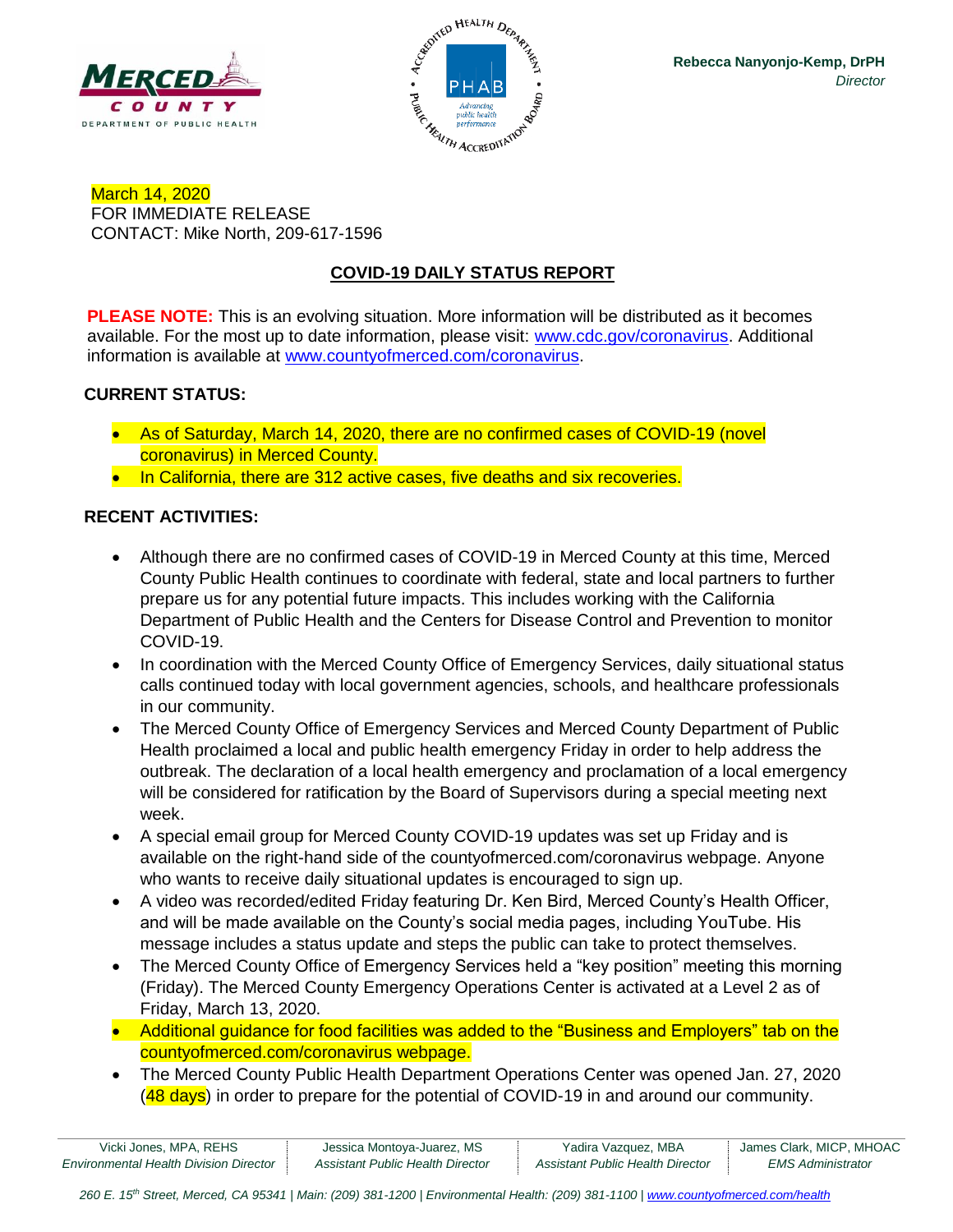Rebecca Nanyonjo-Kemp, DrPH
*Director*

March 14, 2020
FOR IMMEDIATE RELEASE
CONTACT: Mike North, 209-617-1596

## COVID-19 DAILY STATUS REPORT

**PLEASE NOTE:** This is an evolving situation. More information will be distributed as it becomes available. For the most up to date information, please visit: www.cdc.gov/coronavirus. Additional information is available at www.countyofmerced.com/coronavirus.

### CURRENT STATUS:

- As of Saturday, March 14, 2020, there are no confirmed cases of COVID-19 (novel coronavirus) in Merced County.
- In California, there are 312 active cases, five deaths and six recoveries.

### RECENT ACTIVITIES:

- Although there are no confirmed cases of COVID-19 in Merced County at this time, Merced County Public Health continues to coordinate with federal, state and local partners to further prepare us for any potential future impacts. This includes working with the California Department of Public Health and the Centers for Disease Control and Prevention to monitor COVID-19.
- In coordination with the Merced County Office of Emergency Services, daily situational status calls continued today with local government agencies, schools, and healthcare professionals in our community.
- The Merced County Office of Emergency Services and Merced County Department of Public Health proclaimed a local and public health emergency Friday in order to help address the outbreak. The declaration of a local health emergency and proclamation of a local emergency will be considered for ratification by the Board of Supervisors during a special meeting next week.
- A special email group for Merced County COVID-19 updates was set up Friday and is available on the right-hand side of the countyofmerced.com/coronavirus webpage. Anyone who wants to receive daily situational updates is encouraged to sign up.
- A video was recorded/edited Friday featuring Dr. Ken Bird, Merced County's Health Officer, and will be made available on the County's social media pages, including YouTube. His message includes a status update and steps the public can take to protect themselves.
- The Merced County Office of Emergency Services held a "key position" meeting this morning (Friday). The Merced County Emergency Operations Center is activated at a Level 2 as of Friday, March 13, 2020.
- Additional guidance for food facilities was added to the "Business and Employers" tab on the countyofmerced.com/coronavirus webpage.
- The Merced County Public Health Department Operations Center was opened Jan. 27, 2020 (48 days) in order to prepare for the potential of COVID-19 in and around our community.

| Vicki Jones, MPA, REHS | Jessica Montoya-Juarez, MS | Yadira Vazquez, MBA | James Clark, MICP, MHOAC |
|---|---|---|---|
| *Environmental Health Division Director* | *Assistant Public Health Director* | *Assistant Public Health Director* | *EMS Administrator* |

*260 E. 15th Street, Merced, CA 95341 | Main: (209) 381-1200 | Environmental Health: (209) 381-1100 | www.countyofmerced.com/health*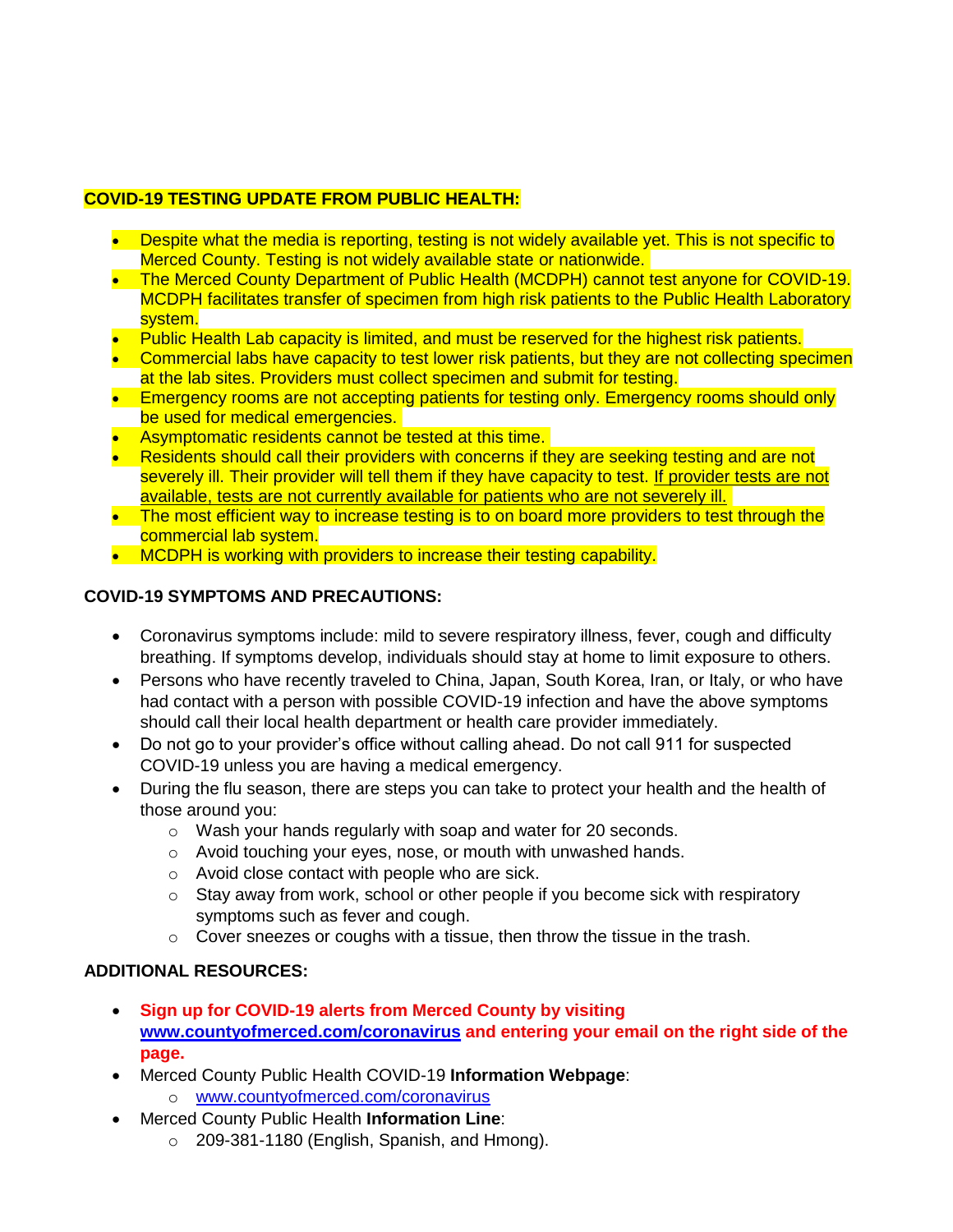**COVID-19 TESTING UPDATE FROM PUBLIC HEALTH:**

- Despite what the media is reporting, testing is not widely available yet. This is not specific to Merced County. Testing is not widely available state or nationwide.
- The Merced County Department of Public Health (MCDPH) cannot test anyone for COVID-19. MCDPH facilitates transfer of specimen from high risk patients to the Public Health Laboratory system.
- Public Health Lab capacity is limited, and must be reserved for the highest risk patients.
- Commercial labs have capacity to test lower risk patients, but they are not collecting specimen at the lab sites. Providers must collect specimen and submit for testing.
- Emergency rooms are not accepting patients for testing only. Emergency rooms should only be used for medical emergencies.
- Asymptomatic residents cannot be tested at this time.
- Residents should call their providers with concerns if they are seeking testing and are not severely ill. Their provider will tell them if they have capacity to test. If provider tests are not available, tests are not currently available for patients who are not severely ill.
- The most efficient way to increase testing is to on board more providers to test through the commercial lab system.
- MCDPH is working with providers to increase their testing capability.

**COVID-19 SYMPTOMS AND PRECAUTIONS:**

- Coronavirus symptoms include: mild to severe respiratory illness, fever, cough and difficulty breathing. If symptoms develop, individuals should stay at home to limit exposure to others.
- Persons who have recently traveled to China, Japan, South Korea, Iran, or Italy, or who have had contact with a person with possible COVID-19 infection and have the above symptoms should call their local health department or health care provider immediately.
- Do not go to your provider's office without calling ahead. Do not call 911 for suspected COVID-19 unless you are having a medical emergency.
- During the flu season, there are steps you can take to protect your health and the health of those around you:
  - Wash your hands regularly with soap and water for 20 seconds.
  - Avoid touching your eyes, nose, or mouth with unwashed hands.
  - Avoid close contact with people who are sick.
  - Stay away from work, school or other people if you become sick with respiratory symptoms such as fever and cough.
  - Cover sneezes or coughs with a tissue, then throw the tissue in the trash.

**ADDITIONAL RESOURCES:**

- **Sign up for COVID-19 alerts from Merced County by visiting [www.countyofmerced.com/coronavirus](http://www.countyofmerced.com/coronavirus) and entering your email on the right side of the page.**
- Merced County Public Health COVID-19 **Information Webpage**:
  - [www.countyofmerced.com/coronavirus](http://www.countyofmerced.com/coronavirus)
- Merced County Public Health **Information Line**:
  - 209-381-1180 (English, Spanish, and Hmong).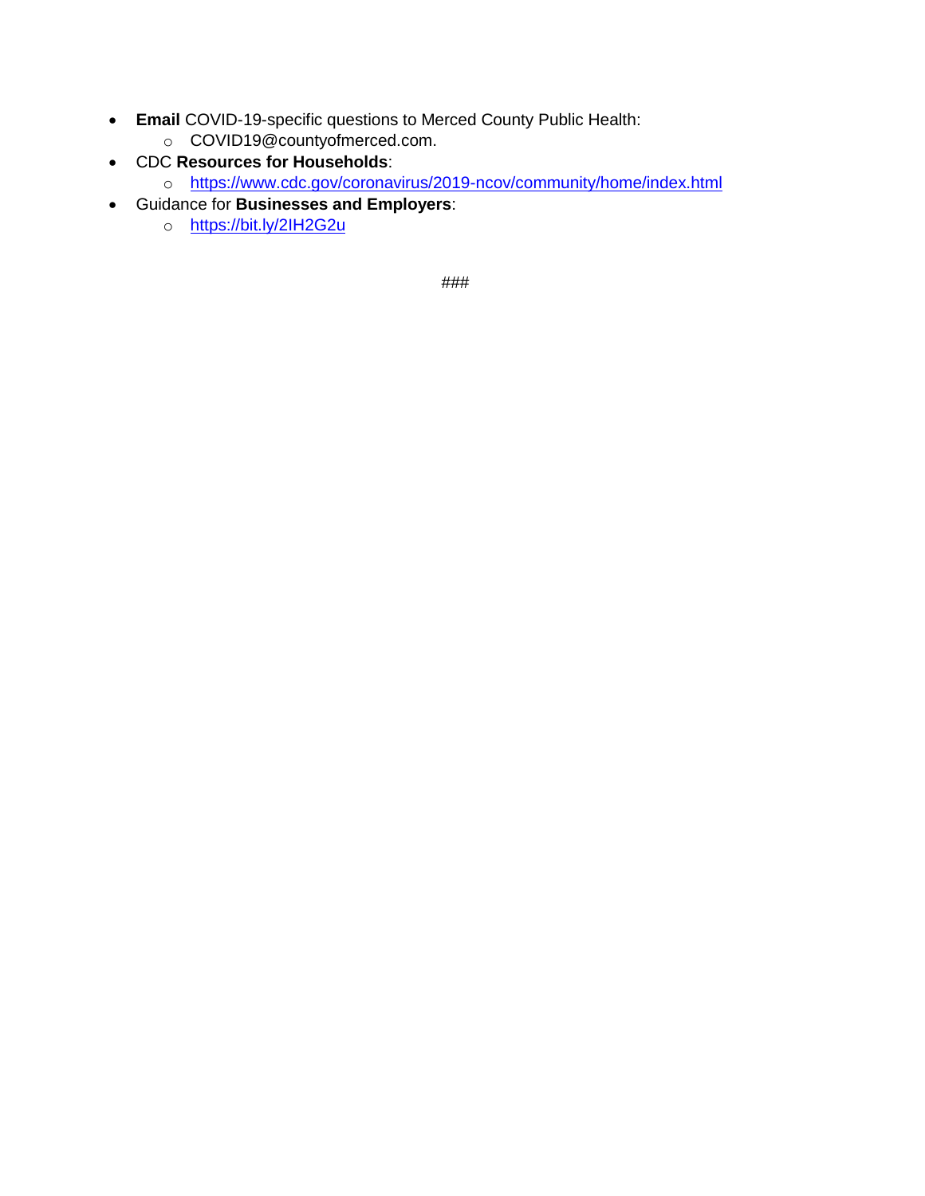- **Email** COVID-19-specific questions to Merced County Public Health:
  - COVID19@countyofmerced.com.
- CDC **Resources for Households**:
  - https://www.cdc.gov/coronavirus/2019-ncov/community/home/index.html
- Guidance for **Businesses and Employers**:
  - https://bit.ly/2IH2G2u

###